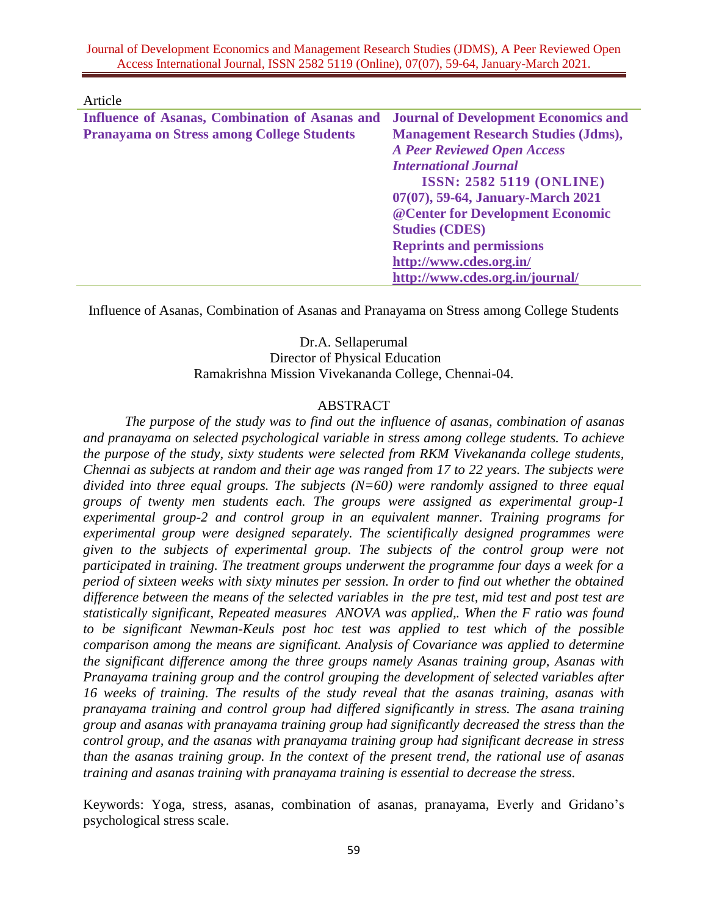Article

| **Influence of Asanas, Combination of Asanas and Pranayama on Stress among College Students** | **Journal of Development Economics and Management Research Studies (Jdms),** ***A Peer Reviewed Open Access International Journal*** **ISSN: 2582 5119 (ONLINE)** **07(07), 59-64, January-March 2021** **@Center for Development Economic Studies (CDES)** **Reprints and permissions** **http://www.cdes.org.in/** **http://www.cdes.org.in/journal/** |
|---|---|

Influence of Asanas, Combination of Asanas and Pranayama on Stress among College Students

Dr.A. Sellaperumal
Director of Physical Education
Ramakrishna Mission Vivekananda College, Chennai-04.

## ABSTRACT

*The purpose of the study was to find out the influence of asanas, combination of asanas and pranayama on selected psychological variable in stress among college students. To achieve the purpose of the study, sixty students were selected from RKM Vivekananda college students, Chennai as subjects at random and their age was ranged from 17 to 22 years. The subjects were divided into three equal groups. The subjects (N=60) were randomly assigned to three equal groups of twenty men students each. The groups were assigned as experimental group-1 experimental group-2 and control group in an equivalent manner. Training programs for experimental group were designed separately. The scientifically designed programmes were given to the subjects of experimental group. The subjects of the control group were not participated in training. The treatment groups underwent the programme four days a week for a period of sixteen weeks with sixty minutes per session. In order to find out whether the obtained difference between the means of the selected variables in the pre test, mid test and post test are statistically significant, Repeated measures ANOVA was applied,. When the F ratio was found to be significant Newman-Keuls post hoc test was applied to test which of the possible comparison among the means are significant. Analysis of Covariance was applied to determine the significant difference among the three groups namely Asanas training group, Asanas with Pranayama training group and the control grouping the development of selected variables after 16 weeks of training. The results of the study reveal that the asanas training, asanas with pranayama training and control group had differed significantly in stress. The asana training group and asanas with pranayama training group had significantly decreased the stress than the control group, and the asanas with pranayama training group had significant decrease in stress than the asanas training group. In the context of the present trend, the rational use of asanas training and asanas training with pranayama training is essential to decrease the stress.*

Keywords: Yoga, stress, asanas, combination of asanas, pranayama, Everly and Gridano's psychological stress scale.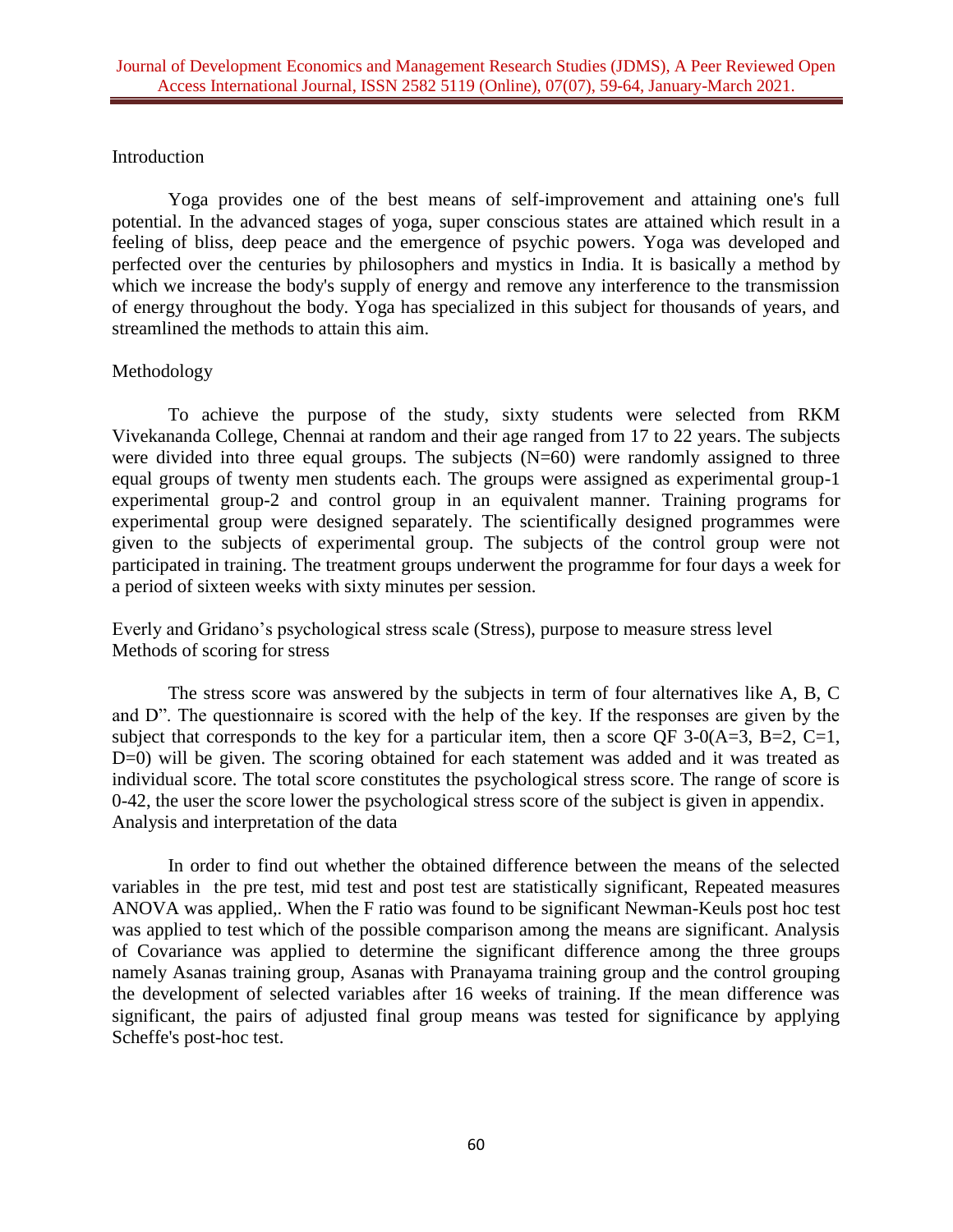## Introduction

Yoga provides one of the best means of self-improvement and attaining one's full potential. In the advanced stages of yoga, super conscious states are attained which result in a feeling of bliss, deep peace and the emergence of psychic powers. Yoga was developed and perfected over the centuries by philosophers and mystics in India. It is basically a method by which we increase the body's supply of energy and remove any interference to the transmission of energy throughout the body. Yoga has specialized in this subject for thousands of years, and streamlined the methods to attain this aim.

## Methodology

To achieve the purpose of the study, sixty students were selected from RKM Vivekananda College, Chennai at random and their age ranged from 17 to 22 years. The subjects were divided into three equal groups. The subjects (N=60) were randomly assigned to three equal groups of twenty men students each. The groups were assigned as experimental group-1 experimental group-2 and control group in an equivalent manner. Training programs for experimental group were designed separately. The scientifically designed programmes were given to the subjects of experimental group. The subjects of the control group were not participated in training. The treatment groups underwent the programme for four days a week for a period of sixteen weeks with sixty minutes per session.

Everly and Gridano's psychological stress scale (Stress), purpose to measure stress level
Methods of scoring for stress

The stress score was answered by the subjects in term of four alternatives like A, B, C and D". The questionnaire is scored with the help of the key. If the responses are given by the subject that corresponds to the key for a particular item, then a score QF 3-0(A=3, B=2, C=1, D=0) will be given. The scoring obtained for each statement was added and it was treated as individual score. The total score constitutes the psychological stress score. The range of score is 0-42, the user the score lower the psychological stress score of the subject is given in appendix.

Analysis and interpretation of the data

In order to find out whether the obtained difference between the means of the selected variables in the pre test, mid test and post test are statistically significant, Repeated measures ANOVA was applied,. When the F ratio was found to be significant Newman-Keuls post hoc test was applied to test which of the possible comparison among the means are significant. Analysis of Covariance was applied to determine the significant difference among the three groups namely Asanas training group, Asanas with Pranayama training group and the control grouping the development of selected variables after 16 weeks of training. If the mean difference was significant, the pairs of adjusted final group means was tested for significance by applying Scheffe's post-hoc test.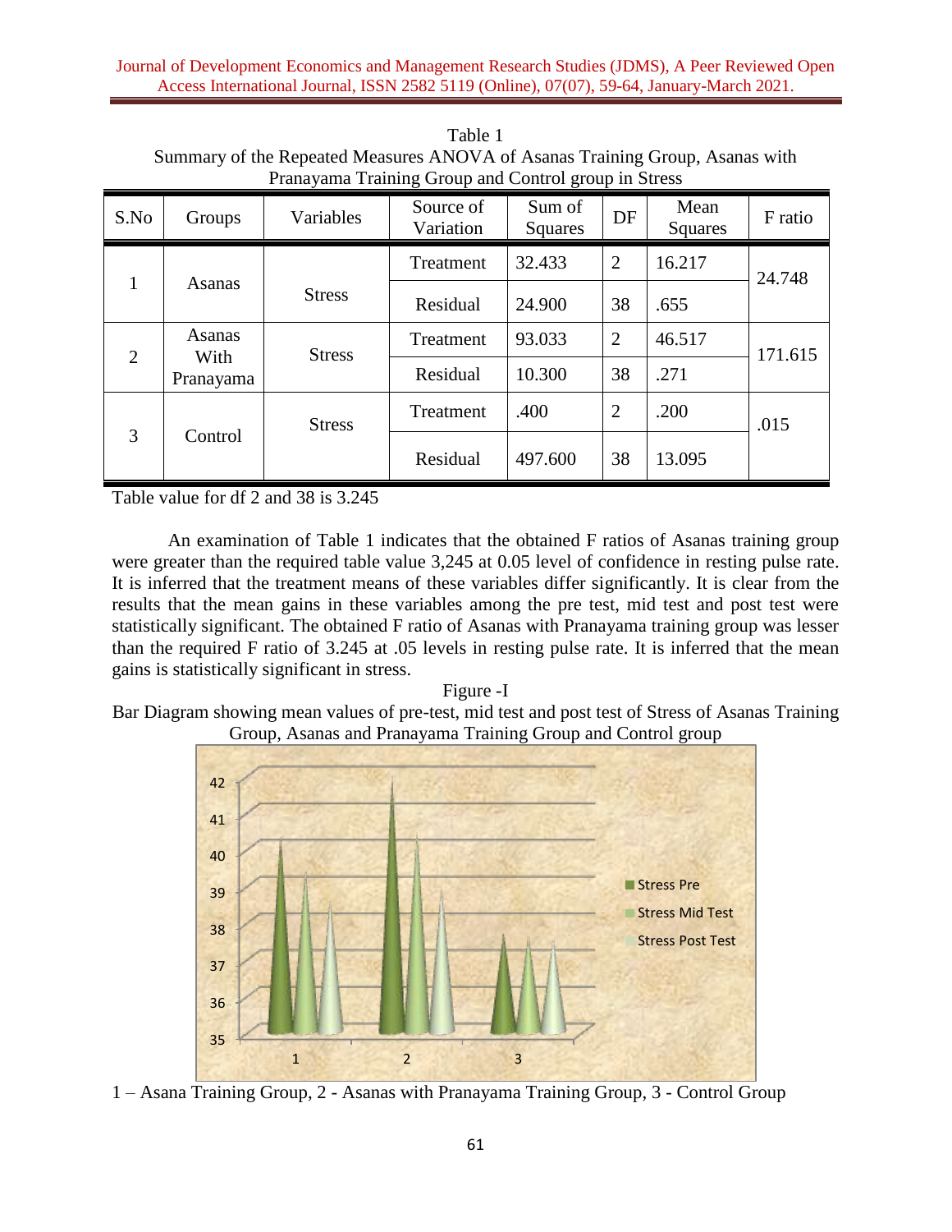Table 1
Summary of the Repeated Measures ANOVA of Asanas Training Group, Asanas with Pranayama Training Group and Control group in Stress

| S.No | Groups | Variables | Source of Variation | Sum of Squares | DF | Mean Squares | F ratio |
|---|---|---|---|---|---|---|---|
| 1 | Asanas | Stress | Treatment | 32.433 | 2 | 16.217 | 24.748 |
| | | | Residual | 24.900 | 38 | .655 | |
| 2 | Asanas With Pranayama | Stress | Treatment | 93.033 | 2 | 46.517 | 171.615 |
| | | | Residual | 10.300 | 38 | .271 | |
| 3 | Control | Stress | Treatment | .400 | 2 | .200 | .015 |
| | | | Residual | 497.600 | 38 | 13.095 | |

Table value for df 2 and 38 is 3.245

An examination of Table 1 indicates that the obtained F ratios of Asanas training group were greater than the required table value 3,245 at 0.05 level of confidence in resting pulse rate. It is inferred that the treatment means of these variables differ significantly. It is clear from the results that the mean gains in these variables among the pre test, mid test and post test were statistically significant. The obtained F ratio of Asanas with Pranayama training group was lesser than the required F ratio of 3.245 at .05 levels in resting pulse rate. It is inferred that the mean gains is statistically significant in stress.

Figure -I
Bar Diagram showing mean values of pre-test, mid test and post test of Stress of Asanas Training Group, Asanas and Pranayama Training Group and Control group

1 – Asana Training Group, 2 - Asanas with Pranayama Training Group, 3 - Control Group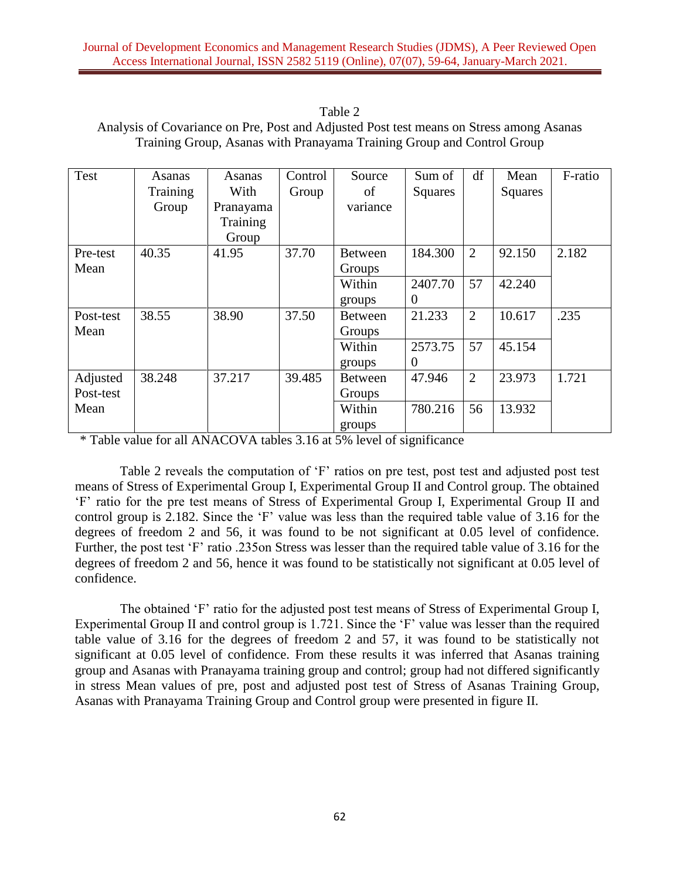Table 2

Analysis of Covariance on Pre, Post and Adjusted Post test means on Stress among Asanas Training Group, Asanas with Pranayama Training Group and Control Group

| Test | Asanas Training Group | Asanas With Pranayama Training Group | Control Group | Source of variance | Sum of Squares | df | Mean Squares | F-ratio |
|---|---|---|---|---|---|---|---|---|
| Pre-test Mean | 40.35 | 41.95 | 37.70 | Between Groups | 184.300 | 2 | 92.150 | 2.182 |
| | | | | Within groups | 2407.700 | 57 | 42.240 | |
| Post-test Mean | 38.55 | 38.90 | 37.50 | Between Groups | 21.233 | 2 | 10.617 | .235 |
| | | | | Within groups | 2573.750 | 57 | 45.154 | |
| Adjusted Post-test Mean | 38.248 | 37.217 | 39.485 | Between Groups | 47.946 | 2 | 23.973 | 1.721 |
| | | | | Within groups | 780.216 | 56 | 13.932 | |

\* Table value for all ANACOVA tables 3.16 at 5% level of significance

Table 2 reveals the computation of 'F' ratios on pre test, post test and adjusted post test means of Stress of Experimental Group I, Experimental Group II and Control group. The obtained 'F' ratio for the pre test means of Stress of Experimental Group I, Experimental Group II and control group is 2.182. Since the 'F' value was less than the required table value of 3.16 for the degrees of freedom 2 and 56, it was found to be not significant at 0.05 level of confidence. Further, the post test 'F' ratio .235on Stress was lesser than the required table value of 3.16 for the degrees of freedom 2 and 56, hence it was found to be statistically not significant at 0.05 level of confidence.

The obtained 'F' ratio for the adjusted post test means of Stress of Experimental Group I, Experimental Group II and control group is 1.721. Since the 'F' value was lesser than the required table value of 3.16 for the degrees of freedom 2 and 57, it was found to be statistically not significant at 0.05 level of confidence. From these results it was inferred that Asanas training group and Asanas with Pranayama training group and control; group had not differed significantly in stress Mean values of pre, post and adjusted post test of Stress of Asanas Training Group, Asanas with Pranayama Training Group and Control group were presented in figure II.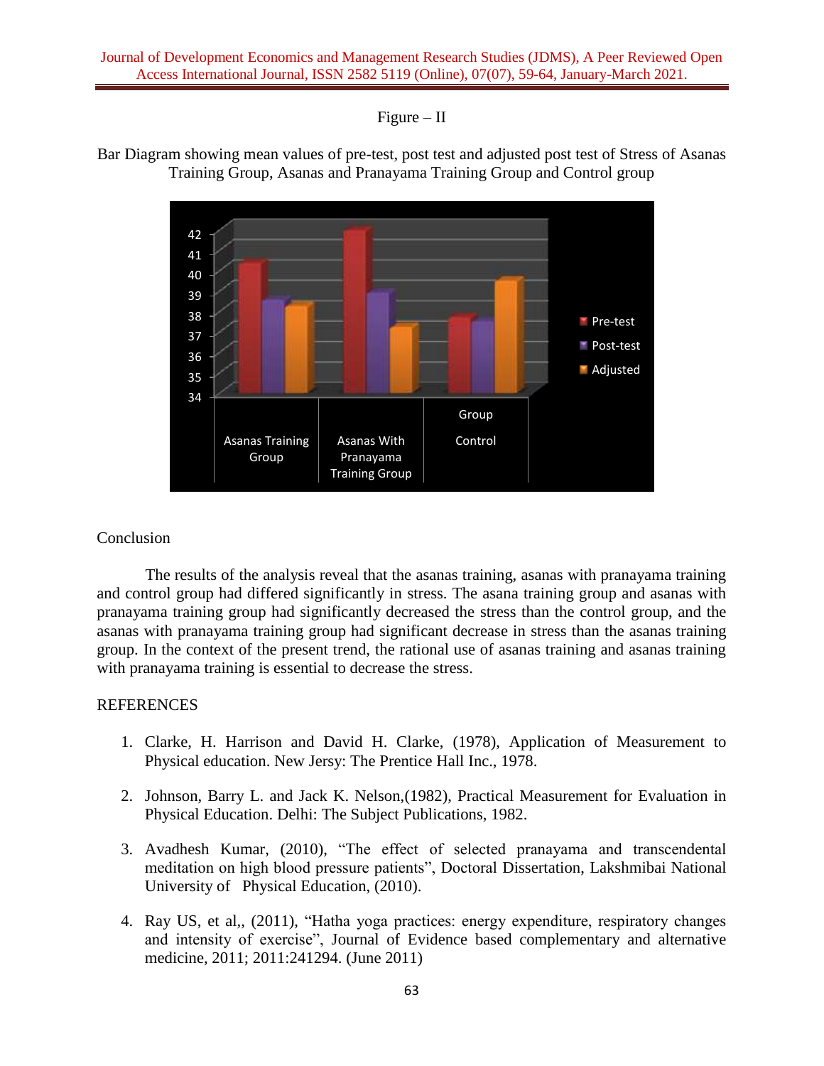Figure – II

Bar Diagram showing mean values of pre-test, post test and adjusted post test of Stress of Asanas Training Group, Asanas and Pranayama Training Group and Control group

Conclusion

The results of the analysis reveal that the asanas training, asanas with pranayama training and control group had differed significantly in stress. The asana training group and asanas with pranayama training group had significantly decreased the stress than the control group, and the asanas with pranayama training group had significant decrease in stress than the asanas training group. In the context of the present trend, the rational use of asanas training and asanas training with pranayama training is essential to decrease the stress.

REFERENCES

1. Clarke, H. Harrison and David H. Clarke, (1978), Application of Measurement to Physical education. New Jersy: The Prentice Hall Inc., 1978.

2. Johnson, Barry L. and Jack K. Nelson,(1982), Practical Measurement for Evaluation in Physical Education. Delhi: The Subject Publications, 1982.

3. Avadhesh Kumar, (2010), "The effect of selected pranayama and transcendental meditation on high blood pressure patients", Doctoral Dissertation, Lakshmibai National University of Physical Education, (2010).

4. Ray US, et al,, (2011), "Hatha yoga practices: energy expenditure, respiratory changes and intensity of exercise", Journal of Evidence based complementary and alternative medicine, 2011; 2011:241294. (June 2011)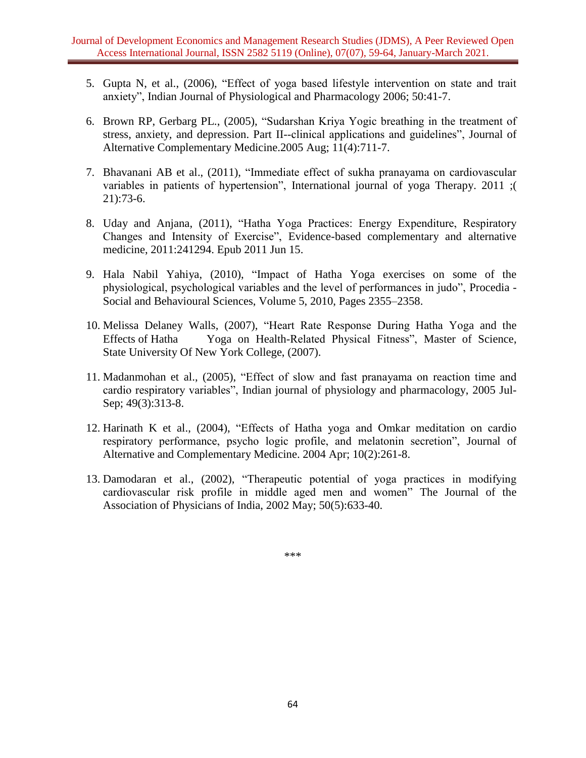5. Gupta N, et al., (2006), "Effect of yoga based lifestyle intervention on state and trait anxiety", Indian Journal of Physiological and Pharmacology 2006; 50:41-7.

6. Brown RP, Gerbarg PL., (2005), "Sudarshan Kriya Yogic breathing in the treatment of stress, anxiety, and depression. Part II--clinical applications and guidelines", Journal of Alternative Complementary Medicine.2005 Aug; 11(4):711-7.

7. Bhavanani AB et al., (2011), "Immediate effect of sukha pranayama on cardiovascular variables in patients of hypertension", International journal of yoga Therapy. 2011 ;( 21):73-6.

8. Uday and Anjana, (2011), "Hatha Yoga Practices: Energy Expenditure, Respiratory Changes and Intensity of Exercise", Evidence-based complementary and alternative medicine, 2011:241294. Epub 2011 Jun 15.

9. Hala Nabil Yahiya, (2010), "Impact of Hatha Yoga exercises on some of the physiological, psychological variables and the level of performances in judo", Procedia - Social and Behavioural Sciences, Volume 5, 2010, Pages 2355–2358.

10. Melissa Delaney Walls, (2007), "Heart Rate Response During Hatha Yoga and the Effects of Hatha Yoga on Health-Related Physical Fitness", Master of Science, State University Of New York College, (2007).

11. Madanmohan et al., (2005), "Effect of slow and fast pranayama on reaction time and cardio respiratory variables", Indian journal of physiology and pharmacology, 2005 Jul-Sep; 49(3):313-8.

12. Harinath K et al., (2004), "Effects of Hatha yoga and Omkar meditation on cardio respiratory performance, psycho logic profile, and melatonin secretion", Journal of Alternative and Complementary Medicine. 2004 Apr; 10(2):261-8.

13. Damodaran et al., (2002), "Therapeutic potential of yoga practices in modifying cardiovascular risk profile in middle aged men and women" The Journal of the Association of Physicians of India, 2002 May; 50(5):633-40.

***